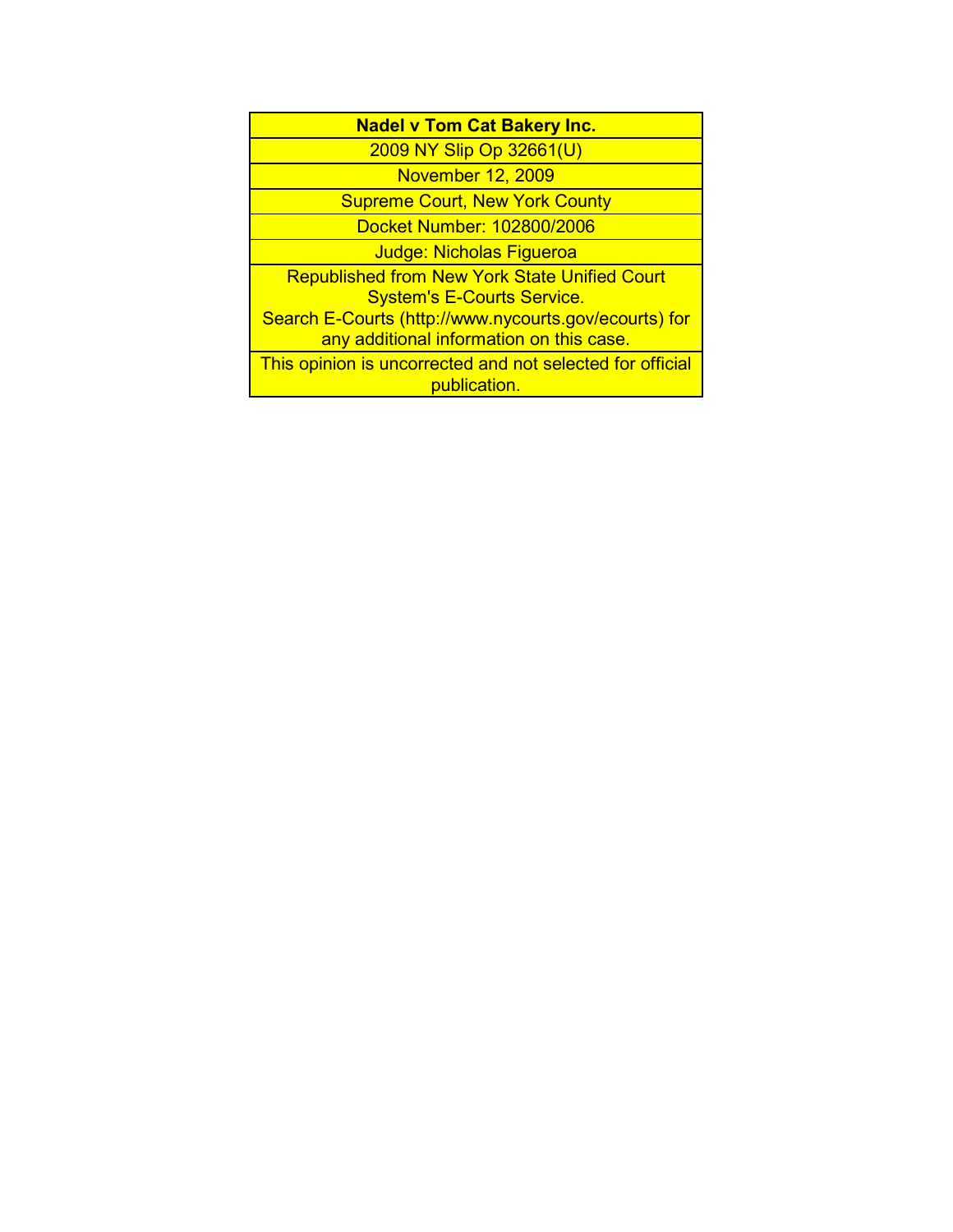| **Nadel v Tom Cat Bakery Inc.** |
| --- |
| 2009 NY Slip Op 32661(U) |
| November 12, 2009 |
| Supreme Court, New York County |
| Docket Number: 102800/2006 |
| Judge: Nicholas Figueroa |
| Republished from New York State Unified Court System's E-Courts Service. Search E-Courts (http://www.nycourts.gov/ecourts) for any additional information on this case. |
| This opinion is uncorrected and not selected for official publication. |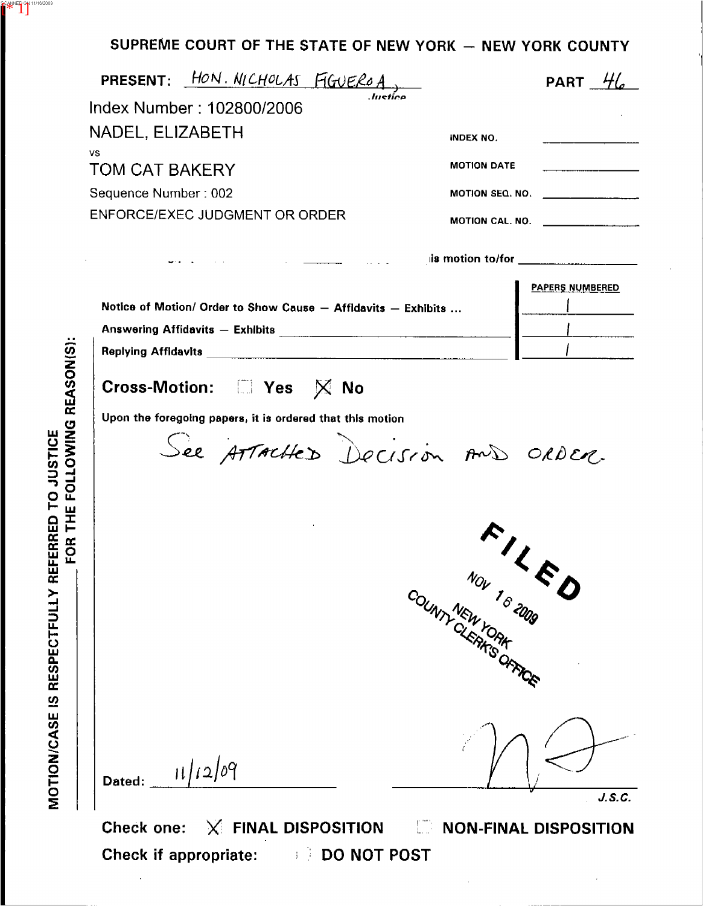SUPREME COURT OF THE STATE OF NEW YORK — NEW YORK COUNTY

PRESENT: HON. NICHOLAS FIGUEROA, Justice — PART 46

Index Number : 102800/2006

NADEL, ELIZABETH

vs

TOM CAT BAKERY

Sequence Number : 002

ENFORCE/EXEC JUDGMENT OR ORDER

INDEX NO. ______

MOTION DATE ______

MOTION SEQ. NO. ______

MOTION CAL. NO. ______

this motion to/for ______

| | PAPERS NUMBERED |
|---|---|
| Notice of Motion/ Order to Show Cause — Affidavits — Exhibits ... | 1 |
| Answering Affidavits — Exhibits | 1 |
| Replying Affidavits | 1 |

**Cross-Motion:** ☐ Yes ☒ No

Upon the foregoing papers, it is ordered that this motion

See Attached Decision and Order.

FILED NOV 16 2009 NEW YORK COUNTY CLERK'S OFFICE

MOTION/CASE IS RESPECTFULLY REFERRED TO JUSTICE FOR THE FOLLOWING REASON(S):

Dated: 11/12/09

J.S.C.

Check one: ☒ FINAL DISPOSITION ☐ NON-FINAL DISPOSITION

Check if appropriate: ☐ DO NOT POST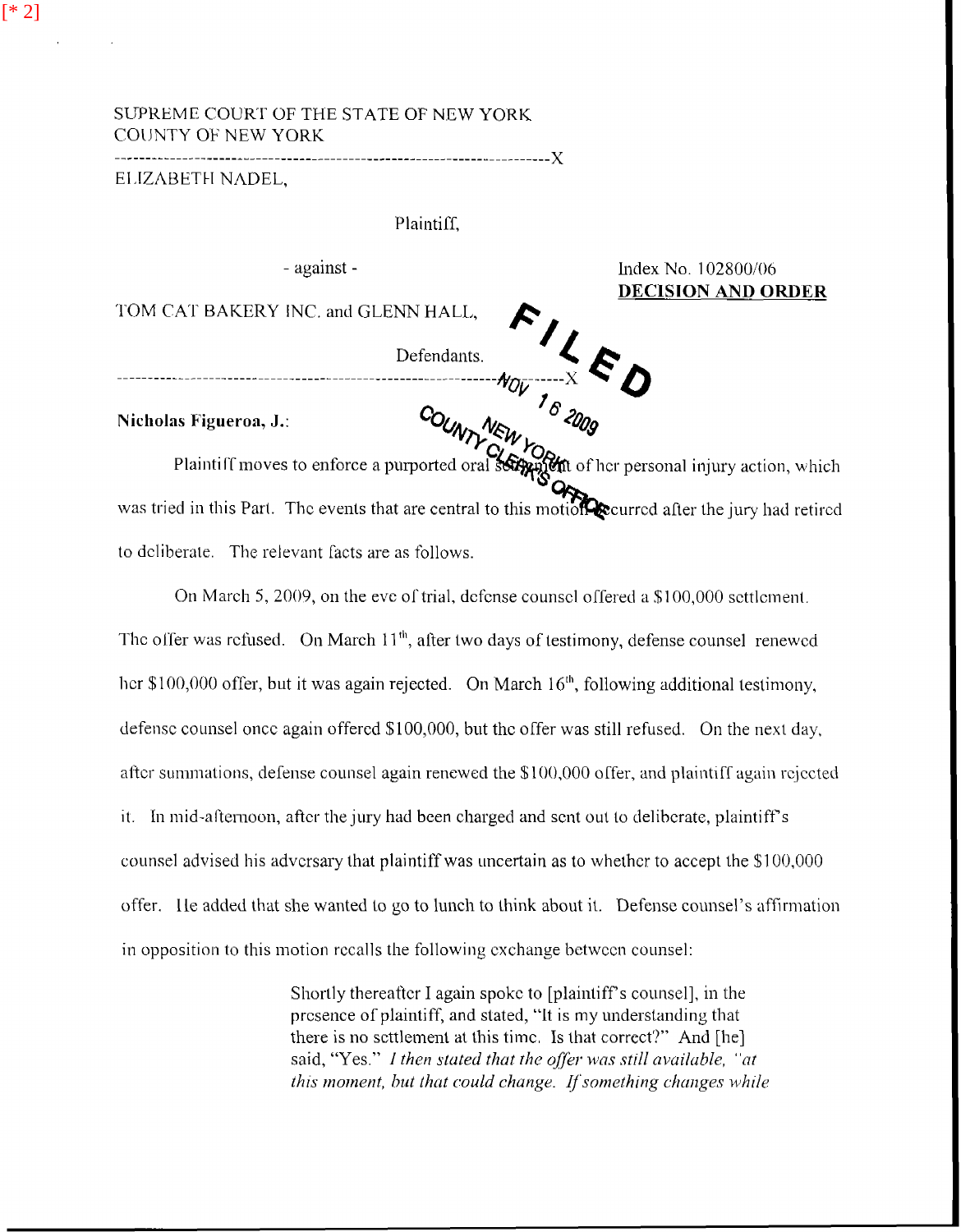SUPREME COURT OF THE STATE OF NEW YORK
COUNTY OF NEW YORK

ELIZABETH NADEL,

Plaintiff,

- against -

TOM CAT BAKERY INC. and GLENN HALL,

Defendants.

Index No. 102800/06

**DECISION AND ORDER**

FILED NOV 16 2009 COUNTY CLERK'S OFFICE NEW YORK

**Nicholas Figueroa, J.:**

Plaintiff moves to enforce a purported oral settlement of her personal injury action, which was tried in this Part. The events that are central to this motion occurred after the jury had retired to deliberate. The relevant facts are as follows.

On March 5, 2009, on the eve of trial, defense counsel offered a $100,000 settlement. The offer was refused. On March 11th, after two days of testimony, defense counsel renewed her $100,000 offer, but it was again rejected. On March 16th, following additional testimony, defense counsel once again offered $100,000, but the offer was still refused. On the next day, after summations, defense counsel again renewed the $100,000 offer, and plaintiff again rejected it. In mid-afternoon, after the jury had been charged and sent out to deliberate, plaintiff's counsel advised his adversary that plaintiff was uncertain as to whether to accept the $100,000 offer. He added that she wanted to go to lunch to think about it. Defense counsel's affirmation in opposition to this motion recalls the following exchange between counsel:

> Shortly thereafter I again spoke to [plaintiff's counsel], in the presence of plaintiff, and stated, "It is my understanding that there is no settlement at this time. Is that correct?" And [he] said, "Yes." *I then stated that the offer was still available, "at this moment, but that could change. If something changes while*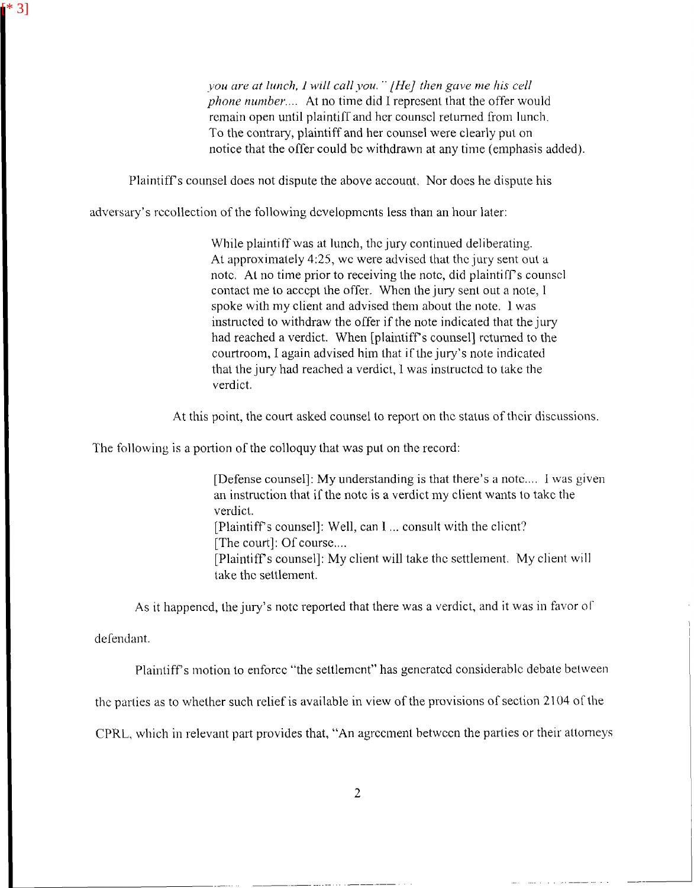[* 3]

> *you are at lunch, I will call you." [He] then gave me his cell phone number....* At no time did I represent that the offer would remain open until plaintiff and her counsel returned from lunch. To the contrary, plaintiff and her counsel were clearly put on notice that the offer could be withdrawn at any time (emphasis added).

Plaintiff's counsel does not dispute the above account. Nor does he dispute his adversary's recollection of the following developments less than an hour later:

> While plaintiff was at lunch, the jury continued deliberating. At approximately 4:25, we were advised that the jury sent out a note. At no time prior to receiving the note, did plaintiff's counsel contact me to accept the offer. When the jury sent out a note, I spoke with my client and advised them about the note. I was instructed to withdraw the offer if the note indicated that the jury had reached a verdict. When [plaintiff's counsel] returned to the courtroom, I again advised him that if the jury's note indicated that the jury had reached a verdict, I was instructed to take the verdict.

At this point, the court asked counsel to report on the status of their discussions. The following is a portion of the colloquy that was put on the record:

> [Defense counsel]: My understanding is that there's a note.... I was given an instruction that if the note is a verdict my client wants to take the verdict.
> [Plaintiff's counsel]: Well, can I ... consult with the client?
> [The court]: Of course....
> [Plaintiff's counsel]: My client will take the settlement. My client will take the settlement.

As it happened, the jury's note reported that there was a verdict, and it was in favor of defendant.

Plaintiff's motion to enforce "the settlement" has generated considerable debate between the parties as to whether such relief is available in view of the provisions of section 2104 of the CPRL, which in relevant part provides that, "An agreement between the parties or their attorneys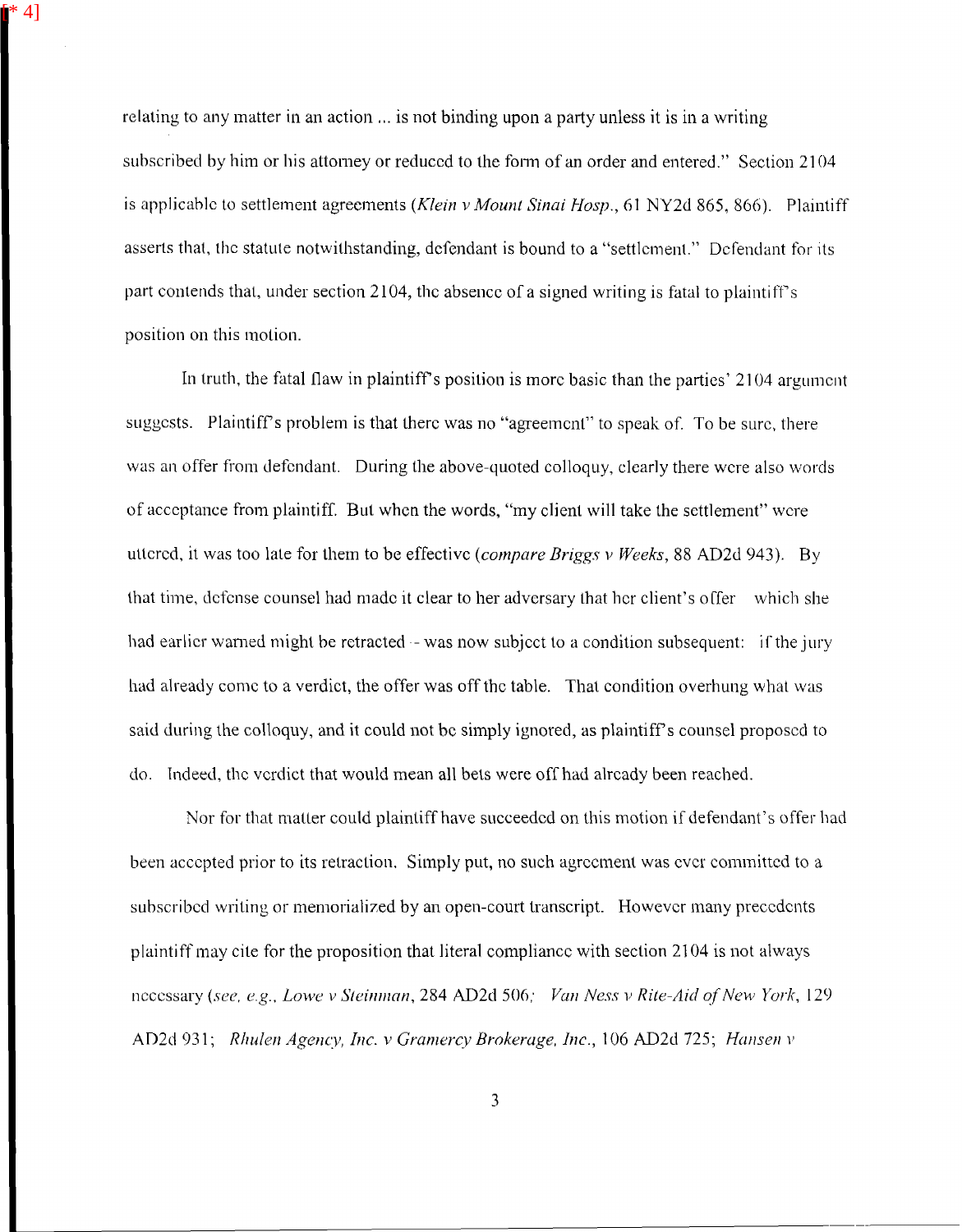relating to any matter in an action ... is not binding upon a party unless it is in a writing subscribed by him or his attorney or reduced to the form of an order and entered." Section 2104 is applicable to settlement agreements (*Klein v Mount Sinai Hosp.*, 61 NY2d 865, 866). Plaintiff asserts that, the statute notwithstanding, defendant is bound to a "settlement." Defendant for its part contends that, under section 2104, the absence of a signed writing is fatal to plaintiff's position on this motion.

In truth, the fatal flaw in plaintiff's position is more basic than the parties' 2104 argument suggests. Plaintiff's problem is that there was no "agreement" to speak of. To be sure, there was an offer from defendant. During the above-quoted colloquy, clearly there were also words of acceptance from plaintiff. But when the words, "my client will take the settlement" were uttered, it was too late for them to be effective (*compare Briggs v Weeks*, 88 AD2d 943). By that time, defense counsel had made it clear to her adversary that her client's offer -- which she had earlier warned might be retracted -- was now subject to a condition subsequent: if the jury had already come to a verdict, the offer was off the table. That condition overhung what was said during the colloquy, and it could not be simply ignored, as plaintiff's counsel proposed to do. Indeed, the verdict that would mean all bets were off had already been reached.

Nor for that matter could plaintiff have succeeded on this motion if defendant's offer had been accepted prior to its retraction. Simply put, no such agreement was ever committed to a subscribed writing or memorialized by an open-court transcript. However many precedents plaintiff may cite for the proposition that literal compliance with section 2104 is not always necessary (*see, e.g., Lowe v Steinman*, 284 AD2d 506; *Van Ness v Rite-Aid of New York*, 129 AD2d 931; *Rhulen Agency, Inc. v Gramercy Brokerage, Inc.*, 106 AD2d 725; *Hansen v*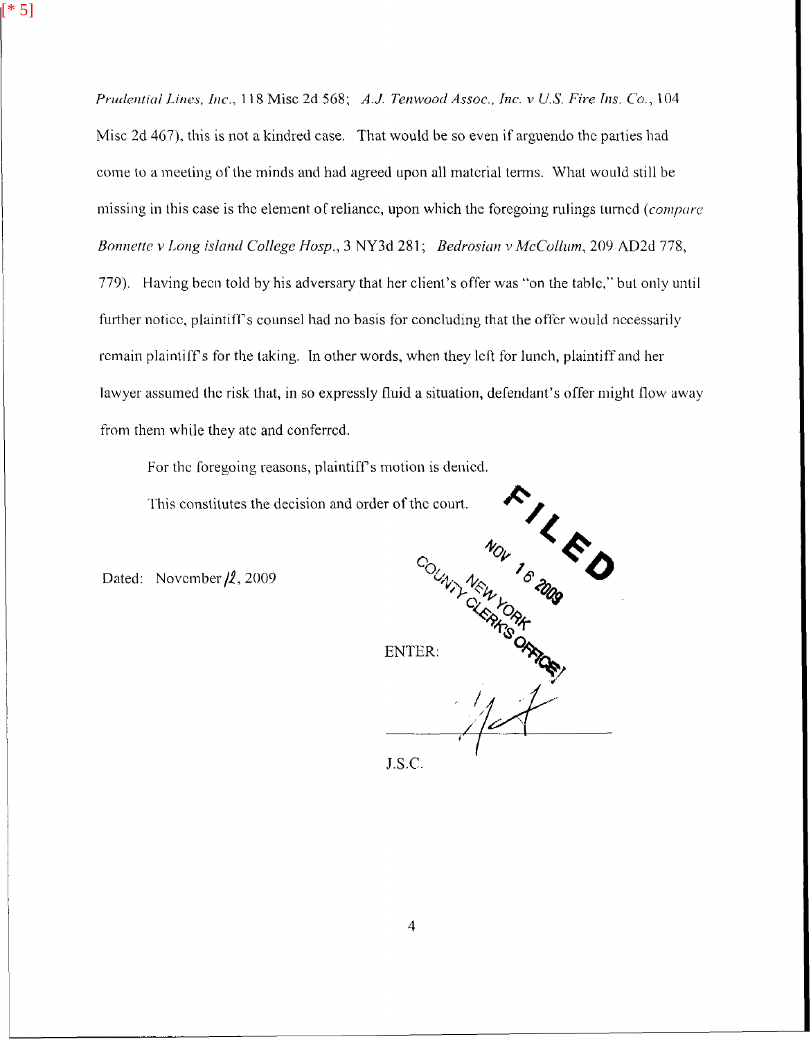*Prudential Lines, Inc.*, 118 Misc 2d 568; *A.J. Tenwood Assoc., Inc. v U.S. Fire Ins. Co.*, 104 Misc 2d 467), this is not a kindred case. That would be so even if arguendo the parties had come to a meeting of the minds and had agreed upon all material terms. What would still be missing in this case is the element of reliance, upon which the foregoing rulings turned (*compare Bonnette v Long island College Hosp.*, 3 NY3d 281; *Bedrosian v McCollum*, 209 AD2d 778, 779). Having been told by his adversary that her client's offer was "on the table," but only until further notice, plaintiff's counsel had no basis for concluding that the offer would necessarily remain plaintiff's for the taking. In other words, when they left for lunch, plaintiff and her lawyer assumed the risk that, in so expressly fluid a situation, defendant's offer might flow away from them while they ate and conferred.

For the foregoing reasons, plaintiff's motion is denied.

This constitutes the decision and order of the court.

FILED
NOV 16 2009
COUNTY CLERK'S OFFICE
NEW YORK

Dated: November 12, 2009

ENTER:

J.S.C.